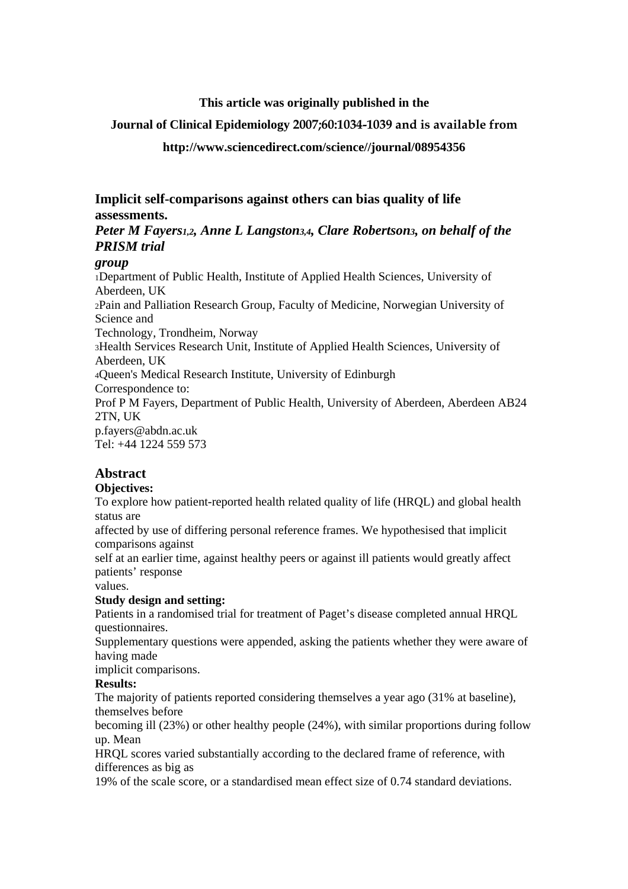**This article was originally published in the**

**Journal of Clinical Epidemiology 2007;60:1034-1039 and is available from**

**http://www.sciencedirect.com/science//journal/08954356**

## Implicit self-comparisons against others can bias quality of life assessments.

***Peter M Fayers[1,2], Anne L Langston[3,4], Clare Robertson[3], on behalf of the PRISM trial group***

[1]Department of Public Health, Institute of Applied Health Sciences, University of Aberdeen, UK
[2]Pain and Palliation Research Group, Faculty of Medicine, Norwegian University of Science and Technology, Trondheim, Norway
[3]Health Services Research Unit, Institute of Applied Health Sciences, University of Aberdeen, UK
[4]Queen's Medical Research Institute, University of Edinburgh

Correspondence to:
Prof P M Fayers, Department of Public Health, University of Aberdeen, Aberdeen AB24 2TN, UK
p.fayers@abdn.ac.uk
Tel: +44 1224 559 573

## Abstract

**Objectives:**
To explore how patient-reported health related quality of life (HRQL) and global health status are affected by use of differing personal reference frames. We hypothesised that implicit comparisons against self at an earlier time, against healthy peers or against ill patients would greatly affect patients' response values.

**Study design and setting:**
Patients in a randomised trial for treatment of Paget's disease completed annual HRQL questionnaires. Supplementary questions were appended, asking the patients whether they were aware of having made implicit comparisons.

**Results:**
The majority of patients reported considering themselves a year ago (31% at baseline), themselves before becoming ill (23%) or other healthy people (24%), with similar proportions during follow up. Mean HRQL scores varied substantially according to the declared frame of reference, with differences as big as 19% of the scale score, or a standardised mean effect size of 0.74 standard deviations.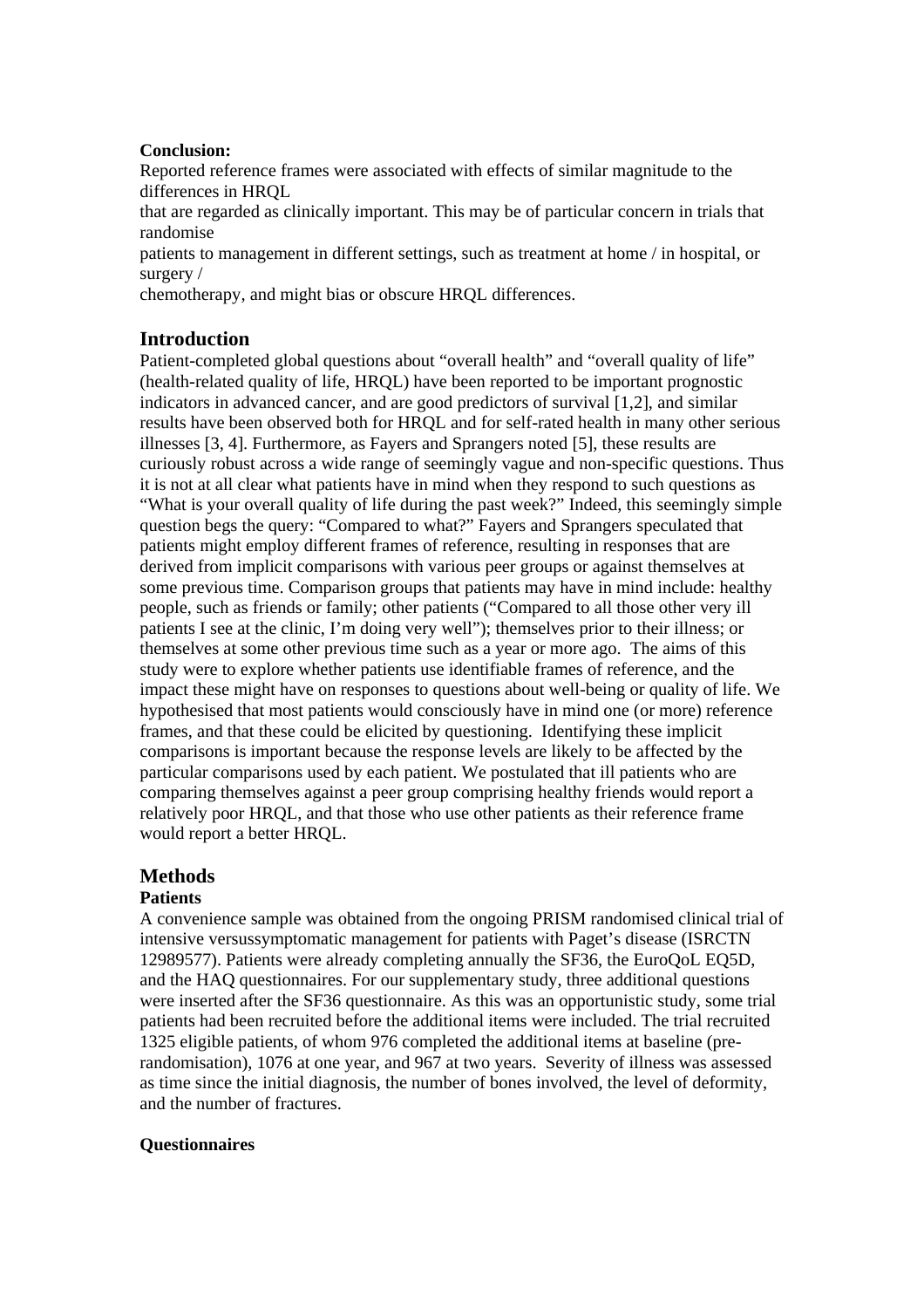**Conclusion:**

Reported reference frames were associated with effects of similar magnitude to the differences in HRQL that are regarded as clinically important. This may be of particular concern in trials that randomise patients to management in different settings, such as treatment at home / in hospital, or surgery / chemotherapy, and might bias or obscure HRQL differences.

## Introduction

Patient-completed global questions about "overall health" and "overall quality of life" (health-related quality of life, HRQL) have been reported to be important prognostic indicators in advanced cancer, and are good predictors of survival [1,2], and similar results have been observed both for HRQL and for self-rated health in many other serious illnesses [3, 4]. Furthermore, as Fayers and Sprangers noted [5], these results are curiously robust across a wide range of seemingly vague and non-specific questions. Thus it is not at all clear what patients have in mind when they respond to such questions as "What is your overall quality of life during the past week?" Indeed, this seemingly simple question begs the query: "Compared to what?" Fayers and Sprangers speculated that patients might employ different frames of reference, resulting in responses that are derived from implicit comparisons with various peer groups or against themselves at some previous time. Comparison groups that patients may have in mind include: healthy people, such as friends or family; other patients ("Compared to all those other very ill patients I see at the clinic, I'm doing very well"); themselves prior to their illness; or themselves at some other previous time such as a year or more ago. The aims of this study were to explore whether patients use identifiable frames of reference, and the impact these might have on responses to questions about well-being or quality of life. We hypothesised that most patients would consciously have in mind one (or more) reference frames, and that these could be elicited by questioning. Identifying these implicit comparisons is important because the response levels are likely to be affected by the particular comparisons used by each patient. We postulated that ill patients who are comparing themselves against a peer group comprising healthy friends would report a relatively poor HRQL, and that those who use other patients as their reference frame would report a better HRQL.

## Methods

### Patients

A convenience sample was obtained from the ongoing PRISM randomised clinical trial of intensive versussymptomatic management for patients with Paget's disease (ISRCTN 12989577). Patients were already completing annually the SF36, the EuroQoL EQ5D, and the HAQ questionnaires. For our supplementary study, three additional questions were inserted after the SF36 questionnaire. As this was an opportunistic study, some trial patients had been recruited before the additional items were included. The trial recruited 1325 eligible patients, of whom 976 completed the additional items at baseline (pre-randomisation), 1076 at one year, and 967 at two years. Severity of illness was assessed as time since the initial diagnosis, the number of bones involved, the level of deformity, and the number of fractures.

### Questionnaires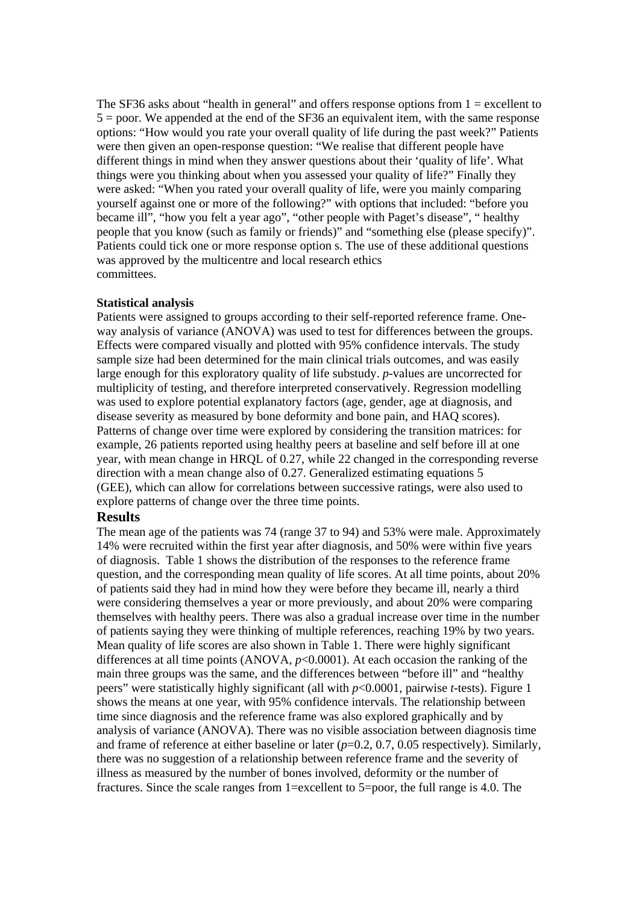The SF36 asks about "health in general" and offers response options from 1 = excellent to 5 = poor. We appended at the end of the SF36 an equivalent item, with the same response options: "How would you rate your overall quality of life during the past week?" Patients were then given an open-response question: "We realise that different people have different things in mind when they answer questions about their 'quality of life'. What things were you thinking about when you assessed your quality of life?" Finally they were asked: "When you rated your overall quality of life, were you mainly comparing yourself against one or more of the following?" with options that included: "before you became ill", "how you felt a year ago", "other people with Paget's disease", " healthy people that you know (such as family or friends)" and "something else (please specify)". Patients could tick one or more response option s. The use of these additional questions was approved by the multicentre and local research ethics committees.

**Statistical analysis**

Patients were assigned to groups according to their self-reported reference frame. One-way analysis of variance (ANOVA) was used to test for differences between the groups. Effects were compared visually and plotted with 95% confidence intervals. The study sample size had been determined for the main clinical trials outcomes, and was easily large enough for this exploratory quality of life substudy. *p*-values are uncorrected for multiplicity of testing, and therefore interpreted conservatively. Regression modelling was used to explore potential explanatory factors (age, gender, age at diagnosis, and disease severity as measured by bone deformity and bone pain, and HAQ scores). Patterns of change over time were explored by considering the transition matrices: for example, 26 patients reported using healthy peers at baseline and self before ill at one year, with mean change in HRQL of 0.27, while 22 changed in the corresponding reverse direction with a mean change also of 0.27. Generalized estimating equations 5 (GEE), which can allow for correlations between successive ratings, were also used to explore patterns of change over the three time points.

## Results

The mean age of the patients was 74 (range 37 to 94) and 53% were male. Approximately 14% were recruited within the first year after diagnosis, and 50% were within five years of diagnosis. Table 1 shows the distribution of the responses to the reference frame question, and the corresponding mean quality of life scores. At all time points, about 20% of patients said they had in mind how they were before they became ill, nearly a third were considering themselves a year or more previously, and about 20% were comparing themselves with healthy peers. There was also a gradual increase over time in the number of patients saying they were thinking of multiple references, reaching 19% by two years. Mean quality of life scores are also shown in Table 1. There were highly significant differences at all time points (ANOVA, $p<0.0001$). At each occasion the ranking of the main three groups was the same, and the differences between "before ill" and "healthy peers" were statistically highly significant (all with $p<0.0001$, pairwise *t*-tests). Figure 1 shows the means at one year, with 95% confidence intervals. The relationship between time since diagnosis and the reference frame was also explored graphically and by analysis of variance (ANOVA). There was no visible association between diagnosis time and frame of reference at either baseline or later ($p$=0.2, 0.7, 0.05 respectively). Similarly, there was no suggestion of a relationship between reference frame and the severity of illness as measured by the number of bones involved, deformity or the number of fractures. Since the scale ranges from 1=excellent to 5=poor, the full range is 4.0. The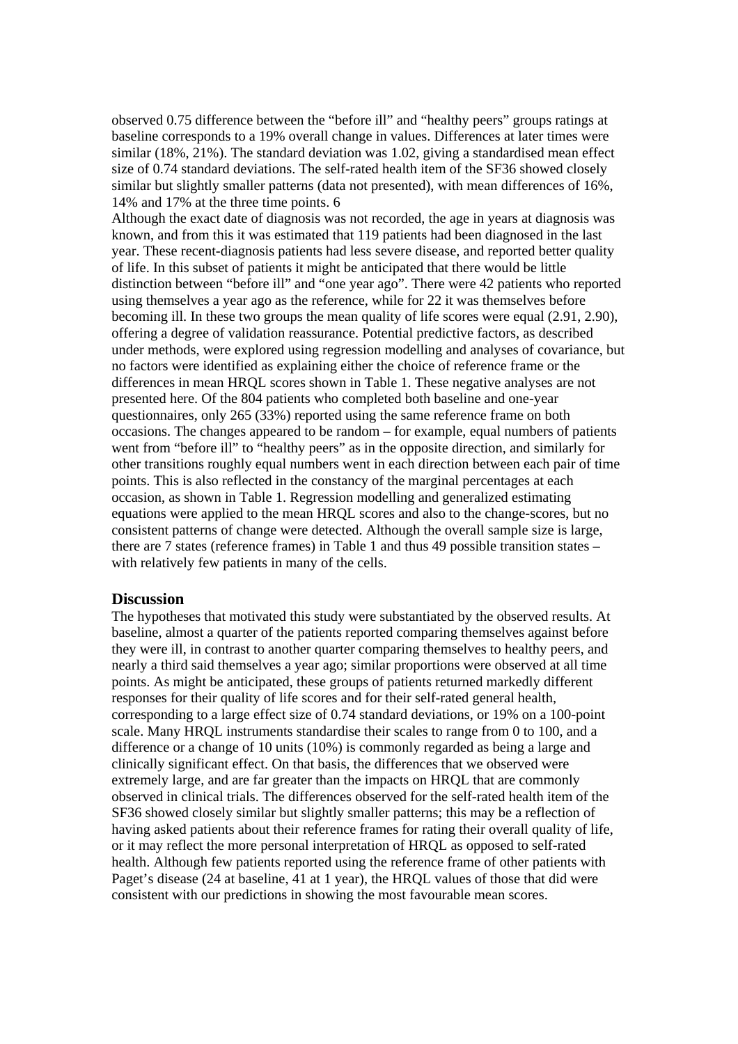observed 0.75 difference between the "before ill" and "healthy peers" groups ratings at baseline corresponds to a 19% overall change in values. Differences at later times were similar (18%, 21%). The standard deviation was 1.02, giving a standardised mean effect size of 0.74 standard deviations. The self-rated health item of the SF36 showed closely similar but slightly smaller patterns (data not presented), with mean differences of 16%, 14% and 17% at the three time points. 6

Although the exact date of diagnosis was not recorded, the age in years at diagnosis was known, and from this it was estimated that 119 patients had been diagnosed in the last year. These recent-diagnosis patients had less severe disease, and reported better quality of life. In this subset of patients it might be anticipated that there would be little distinction between "before ill" and "one year ago". There were 42 patients who reported using themselves a year ago as the reference, while for 22 it was themselves before becoming ill. In these two groups the mean quality of life scores were equal (2.91, 2.90), offering a degree of validation reassurance. Potential predictive factors, as described under methods, were explored using regression modelling and analyses of covariance, but no factors were identified as explaining either the choice of reference frame or the differences in mean HRQL scores shown in Table 1. These negative analyses are not presented here. Of the 804 patients who completed both baseline and one-year questionnaires, only 265 (33%) reported using the same reference frame on both occasions. The changes appeared to be random – for example, equal numbers of patients went from "before ill" to "healthy peers" as in the opposite direction, and similarly for other transitions roughly equal numbers went in each direction between each pair of time points. This is also reflected in the constancy of the marginal percentages at each occasion, as shown in Table 1. Regression modelling and generalized estimating equations were applied to the mean HRQL scores and also to the change-scores, but no consistent patterns of change were detected. Although the overall sample size is large, there are 7 states (reference frames) in Table 1 and thus 49 possible transition states – with relatively few patients in many of the cells.

## Discussion

The hypotheses that motivated this study were substantiated by the observed results. At baseline, almost a quarter of the patients reported comparing themselves against before they were ill, in contrast to another quarter comparing themselves to healthy peers, and nearly a third said themselves a year ago; similar proportions were observed at all time points. As might be anticipated, these groups of patients returned markedly different responses for their quality of life scores and for their self-rated general health, corresponding to a large effect size of 0.74 standard deviations, or 19% on a 100-point scale. Many HRQL instruments standardise their scales to range from 0 to 100, and a difference or a change of 10 units (10%) is commonly regarded as being a large and clinically significant effect. On that basis, the differences that we observed were extremely large, and are far greater than the impacts on HRQL that are commonly observed in clinical trials. The differences observed for the self-rated health item of the SF36 showed closely similar but slightly smaller patterns; this may be a reflection of having asked patients about their reference frames for rating their overall quality of life, or it may reflect the more personal interpretation of HRQL as opposed to self-rated health. Although few patients reported using the reference frame of other patients with Paget's disease (24 at baseline, 41 at 1 year), the HRQL values of those that did were consistent with our predictions in showing the most favourable mean scores.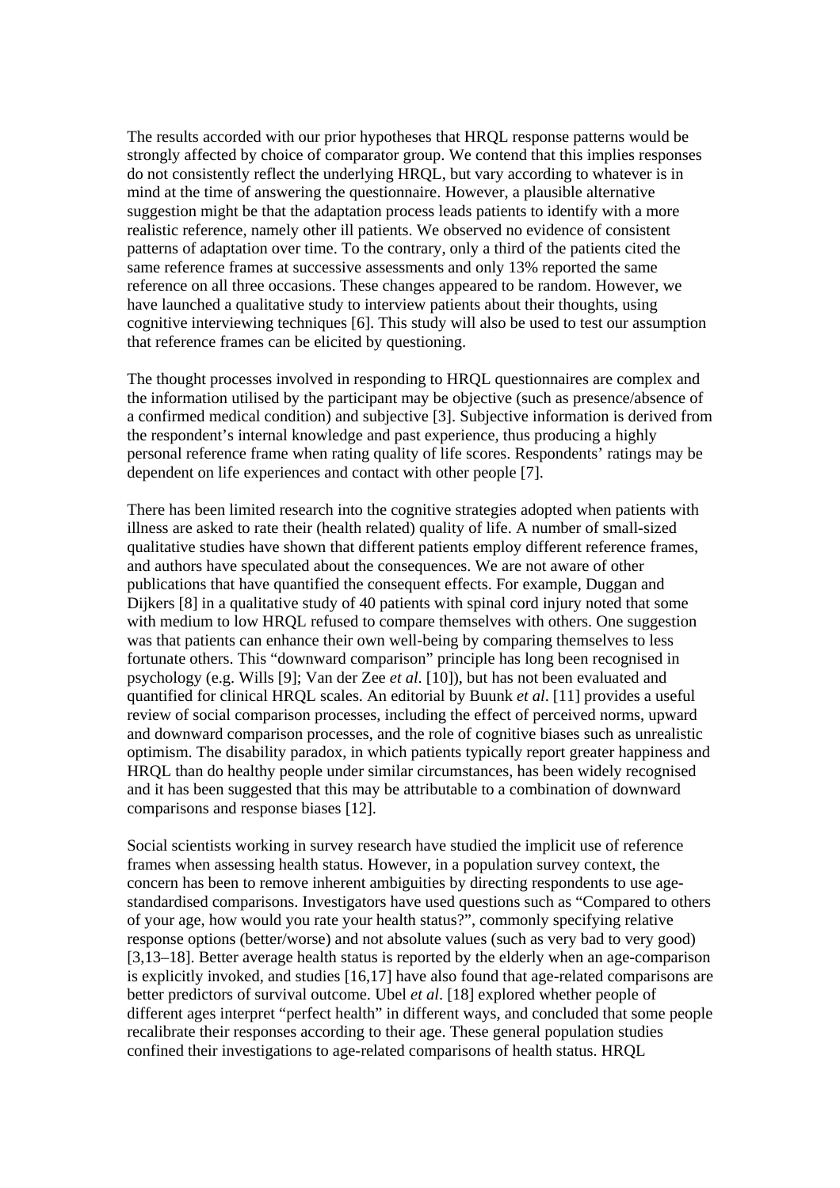The results accorded with our prior hypotheses that HRQL response patterns would be strongly affected by choice of comparator group. We contend that this implies responses do not consistently reflect the underlying HRQL, but vary according to whatever is in mind at the time of answering the questionnaire. However, a plausible alternative suggestion might be that the adaptation process leads patients to identify with a more realistic reference, namely other ill patients. We observed no evidence of consistent patterns of adaptation over time. To the contrary, only a third of the patients cited the same reference frames at successive assessments and only 13% reported the same reference on all three occasions. These changes appeared to be random. However, we have launched a qualitative study to interview patients about their thoughts, using cognitive interviewing techniques [6]. This study will also be used to test our assumption that reference frames can be elicited by questioning.

The thought processes involved in responding to HRQL questionnaires are complex and the information utilised by the participant may be objective (such as presence/absence of a confirmed medical condition) and subjective [3]. Subjective information is derived from the respondent's internal knowledge and past experience, thus producing a highly personal reference frame when rating quality of life scores. Respondents' ratings may be dependent on life experiences and contact with other people [7].

There has been limited research into the cognitive strategies adopted when patients with illness are asked to rate their (health related) quality of life. A number of small-sized qualitative studies have shown that different patients employ different reference frames, and authors have speculated about the consequences. We are not aware of other publications that have quantified the consequent effects. For example, Duggan and Dijkers [8] in a qualitative study of 40 patients with spinal cord injury noted that some with medium to low HRQL refused to compare themselves with others. One suggestion was that patients can enhance their own well-being by comparing themselves to less fortunate others. This "downward comparison" principle has long been recognised in psychology (e.g. Wills [9]; Van der Zee *et al*. [10]), but has not been evaluated and quantified for clinical HRQL scales. An editorial by Buunk *et al*. [11] provides a useful review of social comparison processes, including the effect of perceived norms, upward and downward comparison processes, and the role of cognitive biases such as unrealistic optimism. The disability paradox, in which patients typically report greater happiness and HRQL than do healthy people under similar circumstances, has been widely recognised and it has been suggested that this may be attributable to a combination of downward comparisons and response biases [12].

Social scientists working in survey research have studied the implicit use of reference frames when assessing health status. However, in a population survey context, the concern has been to remove inherent ambiguities by directing respondents to use age-standardised comparisons. Investigators have used questions such as "Compared to others of your age, how would you rate your health status?", commonly specifying relative response options (better/worse) and not absolute values (such as very bad to very good) [3,13–18]. Better average health status is reported by the elderly when an age-comparison is explicitly invoked, and studies [16,17] have also found that age-related comparisons are better predictors of survival outcome. Ubel *et al*. [18] explored whether people of different ages interpret "perfect health" in different ways, and concluded that some people recalibrate their responses according to their age. These general population studies confined their investigations to age-related comparisons of health status. HRQL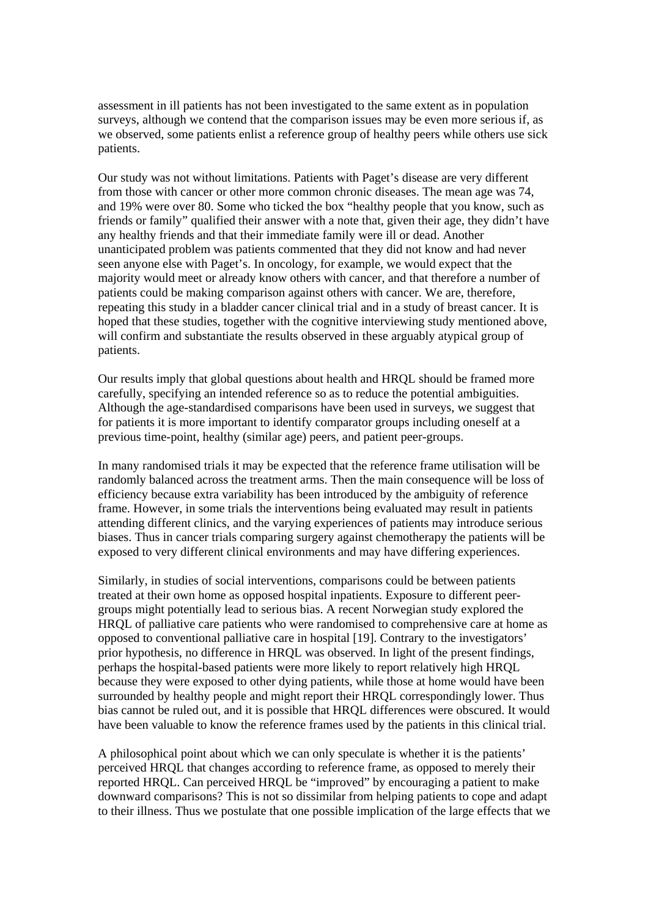assessment in ill patients has not been investigated to the same extent as in population surveys, although we contend that the comparison issues may be even more serious if, as we observed, some patients enlist a reference group of healthy peers while others use sick patients.

Our study was not without limitations. Patients with Paget's disease are very different from those with cancer or other more common chronic diseases. The mean age was 74, and 19% were over 80. Some who ticked the box "healthy people that you know, such as friends or family" qualified their answer with a note that, given their age, they didn't have any healthy friends and that their immediate family were ill or dead. Another unanticipated problem was patients commented that they did not know and had never seen anyone else with Paget's. In oncology, for example, we would expect that the majority would meet or already know others with cancer, and that therefore a number of patients could be making comparison against others with cancer. We are, therefore, repeating this study in a bladder cancer clinical trial and in a study of breast cancer. It is hoped that these studies, together with the cognitive interviewing study mentioned above, will confirm and substantiate the results observed in these arguably atypical group of patients.

Our results imply that global questions about health and HRQL should be framed more carefully, specifying an intended reference so as to reduce the potential ambiguities. Although the age-standardised comparisons have been used in surveys, we suggest that for patients it is more important to identify comparator groups including oneself at a previous time-point, healthy (similar age) peers, and patient peer-groups.

In many randomised trials it may be expected that the reference frame utilisation will be randomly balanced across the treatment arms. Then the main consequence will be loss of efficiency because extra variability has been introduced by the ambiguity of reference frame. However, in some trials the interventions being evaluated may result in patients attending different clinics, and the varying experiences of patients may introduce serious biases. Thus in cancer trials comparing surgery against chemotherapy the patients will be exposed to very different clinical environments and may have differing experiences.

Similarly, in studies of social interventions, comparisons could be between patients treated at their own home as opposed hospital inpatients. Exposure to different peer-groups might potentially lead to serious bias. A recent Norwegian study explored the HRQL of palliative care patients who were randomised to comprehensive care at home as opposed to conventional palliative care in hospital [19]. Contrary to the investigators' prior hypothesis, no difference in HRQL was observed. In light of the present findings, perhaps the hospital-based patients were more likely to report relatively high HRQL because they were exposed to other dying patients, while those at home would have been surrounded by healthy people and might report their HRQL correspondingly lower. Thus bias cannot be ruled out, and it is possible that HRQL differences were obscured. It would have been valuable to know the reference frames used by the patients in this clinical trial.

A philosophical point about which we can only speculate is whether it is the patients' perceived HRQL that changes according to reference frame, as opposed to merely their reported HRQL. Can perceived HRQL be "improved" by encouraging a patient to make downward comparisons? This is not so dissimilar from helping patients to cope and adapt to their illness. Thus we postulate that one possible implication of the large effects that we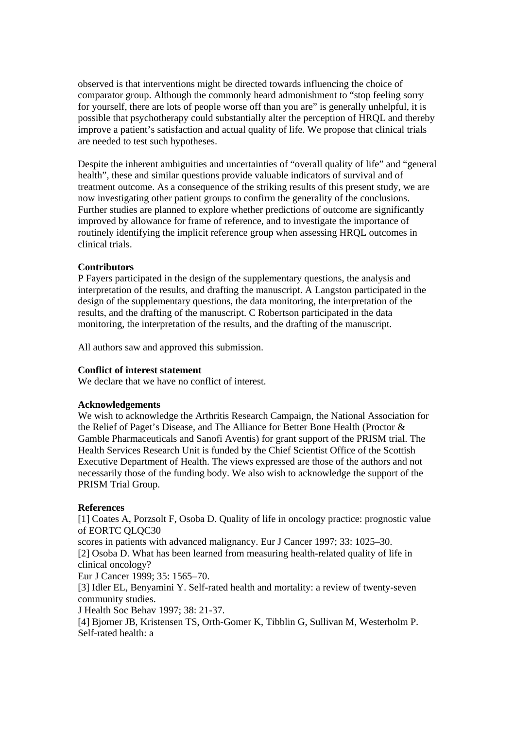observed is that interventions might be directed towards influencing the choice of comparator group. Although the commonly heard admonishment to "stop feeling sorry for yourself, there are lots of people worse off than you are" is generally unhelpful, it is possible that psychotherapy could substantially alter the perception of HRQL and thereby improve a patient's satisfaction and actual quality of life. We propose that clinical trials are needed to test such hypotheses.

Despite the inherent ambiguities and uncertainties of "overall quality of life" and "general health", these and similar questions provide valuable indicators of survival and of treatment outcome. As a consequence of the striking results of this present study, we are now investigating other patient groups to confirm the generality of the conclusions. Further studies are planned to explore whether predictions of outcome are significantly improved by allowance for frame of reference, and to investigate the importance of routinely identifying the implicit reference group when assessing HRQL outcomes in clinical trials.

**Contributors**

P Fayers participated in the design of the supplementary questions, the analysis and interpretation of the results, and drafting the manuscript. A Langston participated in the design of the supplementary questions, the data monitoring, the interpretation of the results, and the drafting of the manuscript. C Robertson participated in the data monitoring, the interpretation of the results, and the drafting of the manuscript.

All authors saw and approved this submission.

**Conflict of interest statement**

We declare that we have no conflict of interest.

**Acknowledgements**

We wish to acknowledge the Arthritis Research Campaign, the National Association for the Relief of Paget's Disease, and The Alliance for Better Bone Health (Proctor & Gamble Pharmaceuticals and Sanofi Aventis) for grant support of the PRISM trial. The Health Services Research Unit is funded by the Chief Scientist Office of the Scottish Executive Department of Health. The views expressed are those of the authors and not necessarily those of the funding body. We also wish to acknowledge the support of the PRISM Trial Group.

**References**

[1] Coates A, Porzsolt F, Osoba D. Quality of life in oncology practice: prognostic value of EORTC QLQC30
scores in patients with advanced malignancy. Eur J Cancer 1997; 33: 1025–30.

[2] Osoba D. What has been learned from measuring health-related quality of life in clinical oncology?
Eur J Cancer 1999; 35: 1565–70.

[3] Idler EL, Benyamini Y. Self-rated health and mortality: a review of twenty-seven community studies.
J Health Soc Behav 1997; 38: 21-37.

[4] Bjorner JB, Kristensen TS, Orth-Gomer K, Tibblin G, Sullivan M, Westerholm P. Self-rated health: a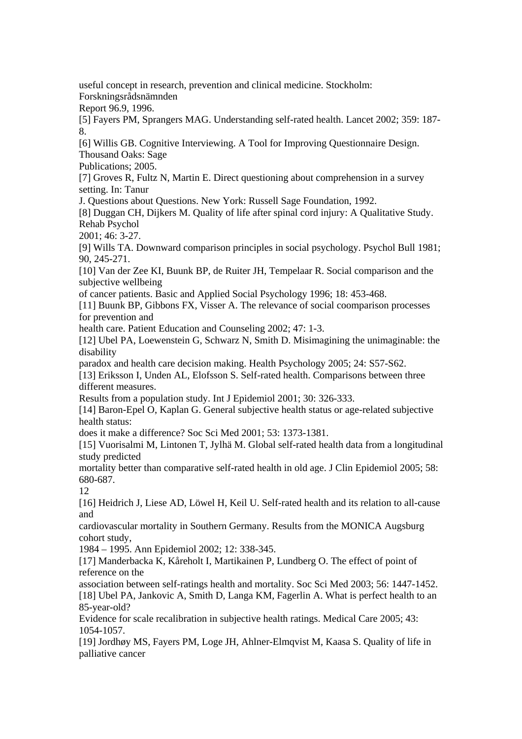useful concept in research, prevention and clinical medicine. Stockholm: Forskningsrådsnämnden Report 96.9, 1996.

[5] Fayers PM, Sprangers MAG. Understanding self-rated health. Lancet 2002; 359: 187-8.

[6] Willis GB. Cognitive Interviewing. A Tool for Improving Questionnaire Design. Thousand Oaks: Sage Publications; 2005.

[7] Groves R, Fultz N, Martin E. Direct questioning about comprehension in a survey setting. In: Tanur J. Questions about Questions. New York: Russell Sage Foundation, 1992.

[8] Duggan CH, Dijkers M. Quality of life after spinal cord injury: A Qualitative Study. Rehab Psychol 2001; 46: 3-27.

[9] Wills TA. Downward comparison principles in social psychology. Psychol Bull 1981; 90, 245-271.

[10] Van der Zee KI, Buunk BP, de Ruiter JH, Tempelaar R. Social comparison and the subjective wellbeing of cancer patients. Basic and Applied Social Psychology 1996; 18: 453-468.

[11] Buunk BP, Gibbons FX, Visser A. The relevance of social coomparison processes for prevention and health care. Patient Education and Counseling 2002; 47: 1-3.

[12] Ubel PA, Loewenstein G, Schwarz N, Smith D. Misimagining the unimaginable: the disability paradox and health care decision making. Health Psychology 2005; 24: S57-S62.

[13] Eriksson I, Unden AL, Elofsson S. Self-rated health. Comparisons between three different measures. Results from a population study. Int J Epidemiol 2001; 30: 326-333.

[14] Baron-Epel O, Kaplan G. General subjective health status or age-related subjective health status: does it make a difference? Soc Sci Med 2001; 53: 1373-1381.

[15] Vuorisalmi M, Lintonen T, Jylhä M. Global self-rated health data from a longitudinal study predicted mortality better than comparative self-rated health in old age. J Clin Epidemiol 2005; 58: 680-687.

[16] Heidrich J, Liese AD, Löwel H, Keil U. Self-rated health and its relation to all-cause and cardiovascular mortality in Southern Germany. Results from the MONICA Augsburg cohort study, 1984 – 1995. Ann Epidemiol 2002; 12: 338-345.

[17] Manderbacka K, Kåreholt I, Martikainen P, Lundberg O. The effect of point of reference on the association between self-ratings health and mortality. Soc Sci Med 2003; 56: 1447-1452.

[18] Ubel PA, Jankovic A, Smith D, Langa KM, Fagerlin A. What is perfect health to an 85-year-old? Evidence for scale recalibration in subjective health ratings. Medical Care 2005; 43: 1054-1057.

[19] Jordhøy MS, Fayers PM, Loge JH, Ahlner-Elmqvist M, Kaasa S. Quality of life in palliative cancer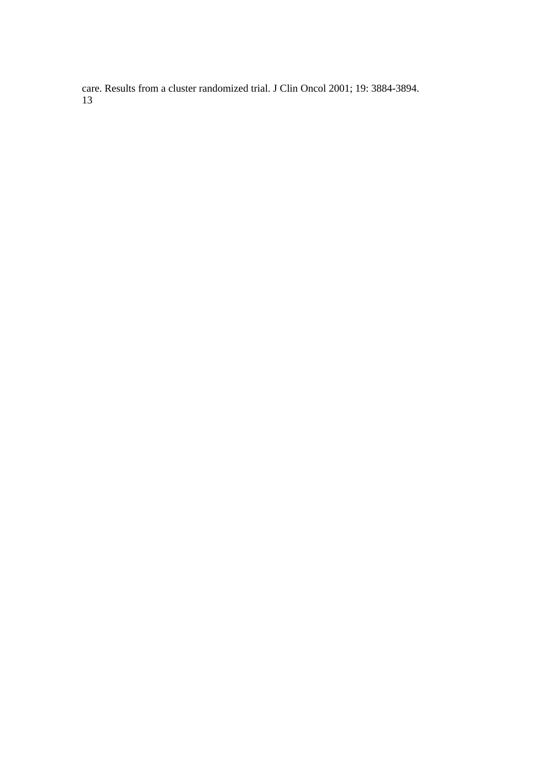care. Results from a cluster randomized trial. J Clin Oncol 2001; 19: 3884-3894.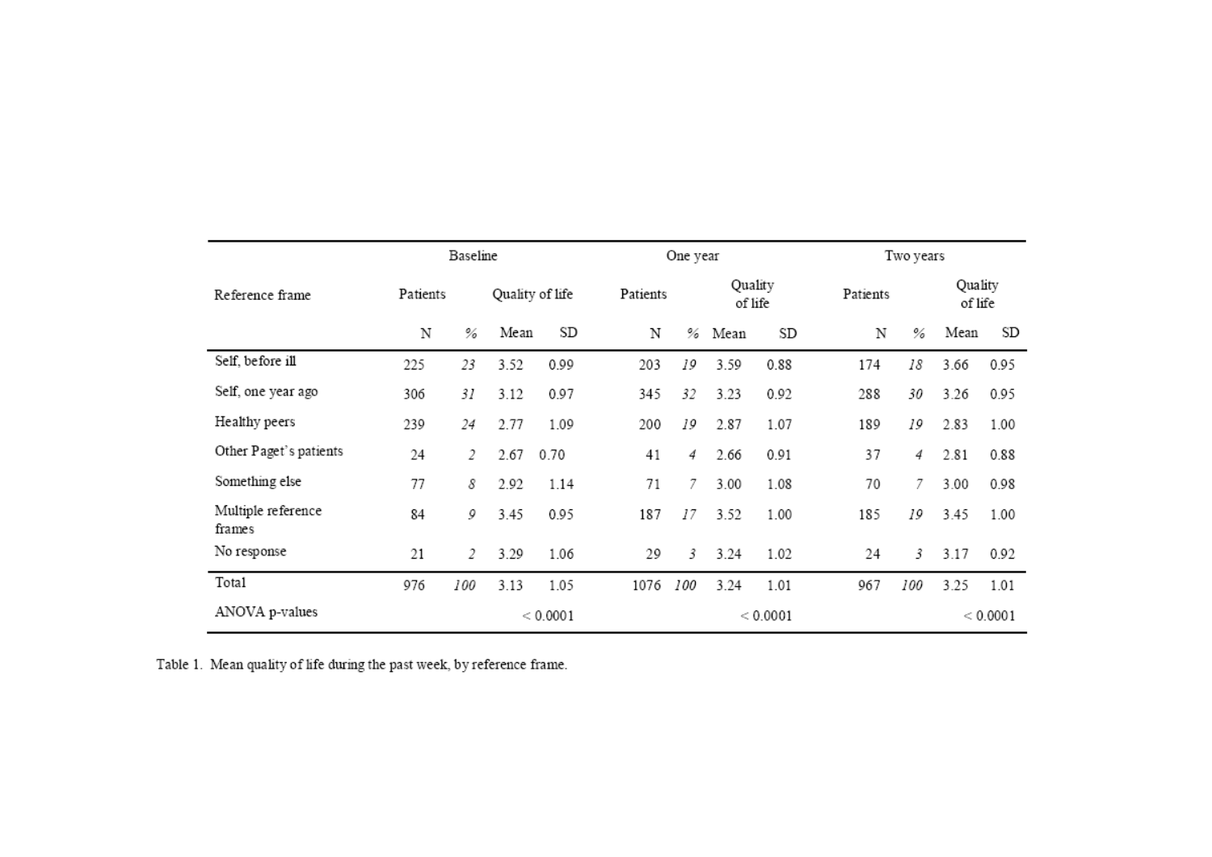| Reference frame | Baseline | | | | One year | | | | Two years | | | |
|---|---|---|---|---|---|---|---|---|---|---|---|---|
| | Patients | | Quality of life | | Patients | | Quality of life | | Patients | | Quality of life | |
| | N | % | Mean | SD | N | % | Mean | SD | N | % | Mean | SD |
| Self, before ill | 225 | *23* | 3.52 | 0.99 | 203 | *19* | 3.59 | 0.88 | 174 | *18* | 3.66 | 0.95 |
| Self, one year ago | 306 | *31* | 3.12 | 0.97 | 345 | *32* | 3.23 | 0.92 | 288 | *30* | 3.26 | 0.95 |
| Healthy peers | 239 | *24* | 2.77 | 1.09 | 200 | *19* | 2.87 | 1.07 | 189 | *19* | 2.83 | 1.00 |
| Other Paget's patients | 24 | *2* | 2.67 | 0.70 | 41 | *4* | 2.66 | 0.91 | 37 | *4* | 2.81 | 0.88 |
| Something else | 77 | *8* | 2.92 | 1.14 | 71 | *7* | 3.00 | 1.08 | 70 | *7* | 3.00 | 0.98 |
| Multiple reference frames | 84 | *9* | 3.45 | 0.95 | 187 | *17* | 3.52 | 1.00 | 185 | *19* | 3.45 | 1.00 |
| No response | 21 | *2* | 3.29 | 1.06 | 29 | *3* | 3.24 | 1.02 | 24 | *3* | 3.17 | 0.92 |
| Total | 976 | *100* | 3.13 | 1.05 | 1076 | *100* | 3.24 | 1.01 | 967 | *100* | 3.25 | 1.01 |
| ANOVA p-values | | | < 0.0001 | | | | < 0.0001 | | | | < 0.0001 | |

Table 1. Mean quality of life during the past week, by reference frame.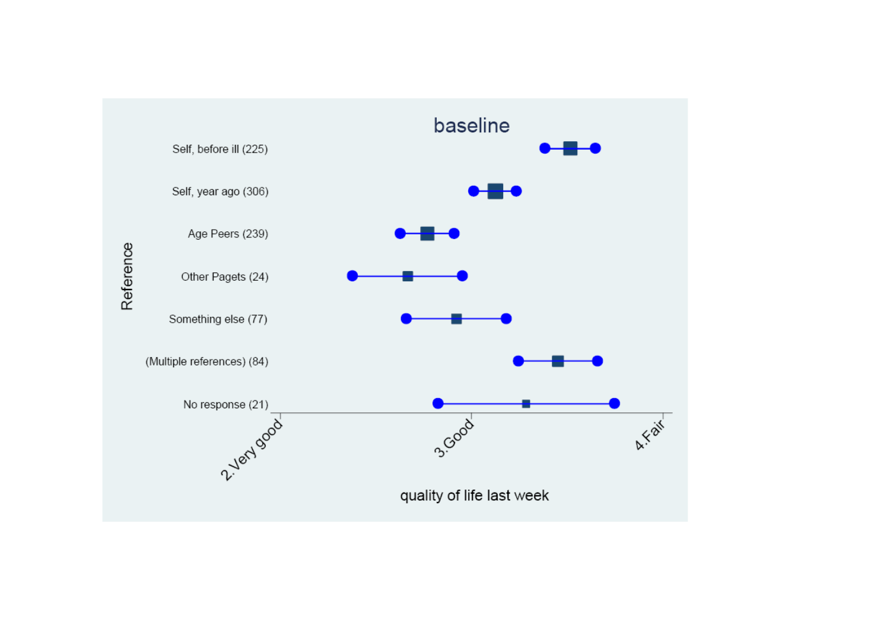baseline

Reference

Self, before ill (225)

Self, year ago (306)

Age Peers (239)

Other Pagets (24)

Something else (77)

(Multiple references) (84)

No response (21)

2.Very good

3.Good

4.Fair

quality of life last week